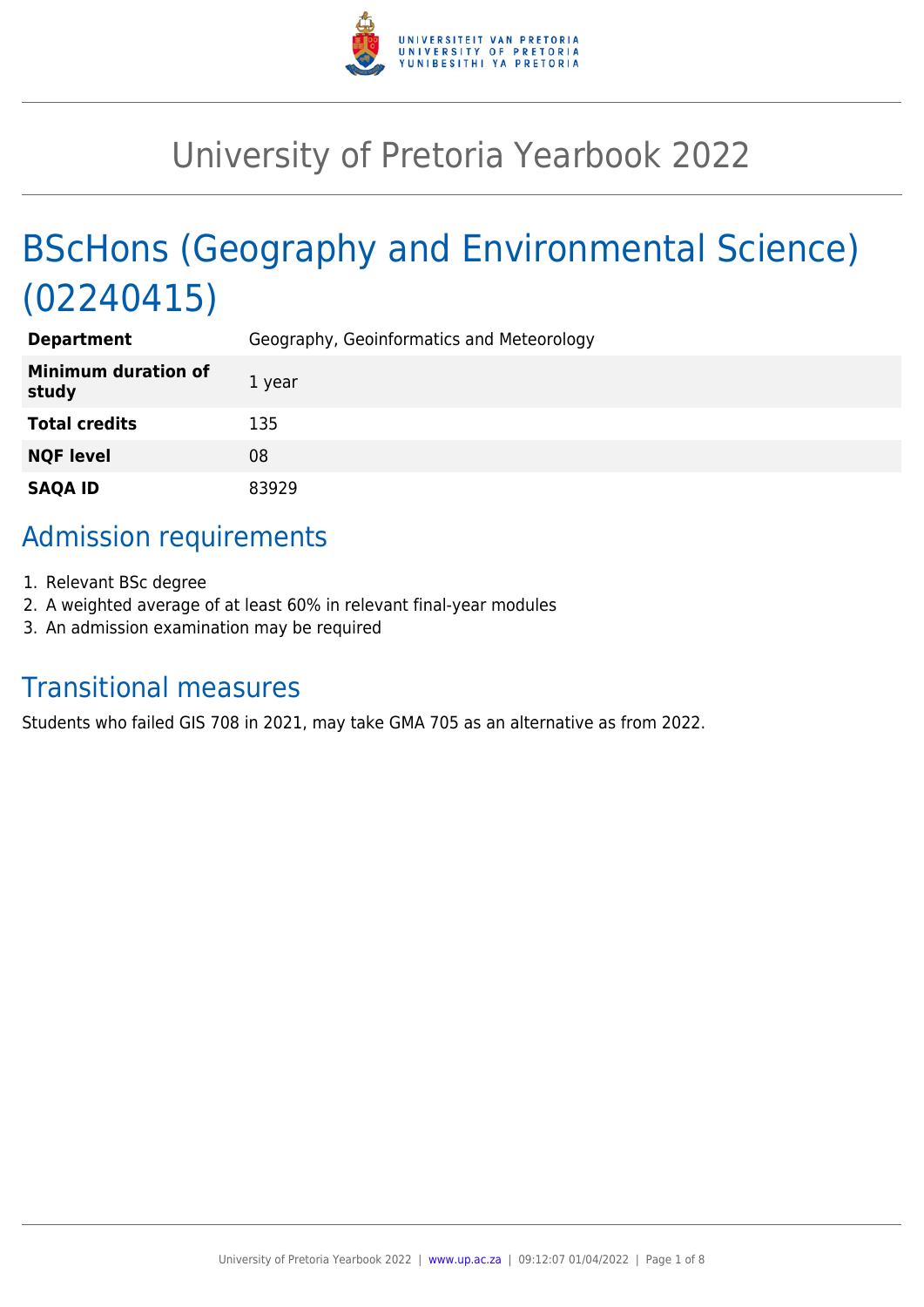# University of Pretoria Yearbook 2022

## BScHons (Geography and Environmental Science) (02240415)

| | |
|---|---|
| **Department** | Geography, Geoinformatics and Meteorology |
| **Minimum duration of study** | 1 year |
| **Total credits** | 135 |
| **NQF level** | 08 |
| **SAQA ID** | 83929 |

## Admission requirements

1. Relevant BSc degree
2. A weighted average of at least 60% in relevant final-year modules
3. An admission examination may be required

## Transitional measures

Students who failed GIS 708 in 2021, may take GMA 705 as an alternative as from 2022.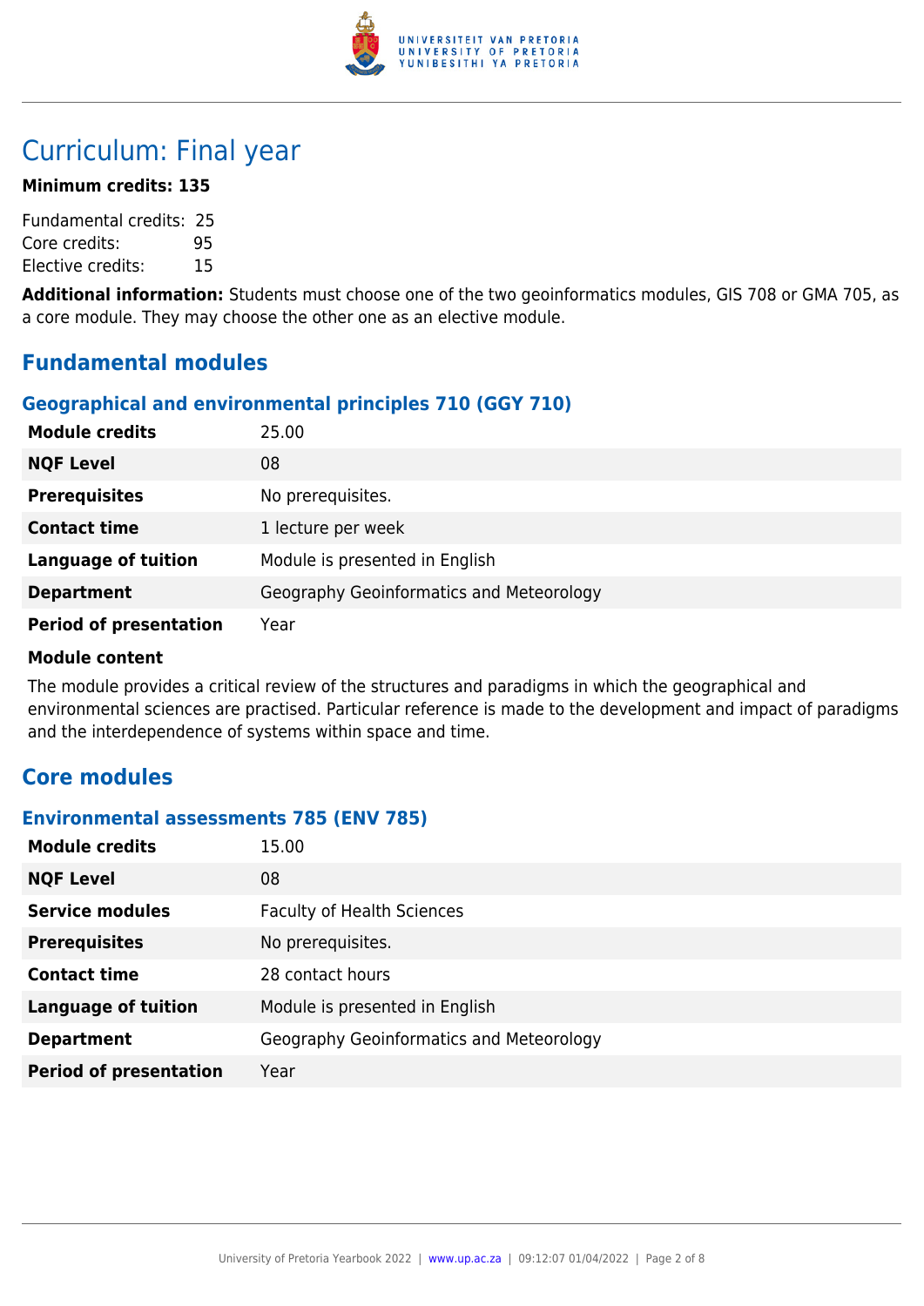# Curriculum: Final year

**Minimum credits: 135**

Fundamental credits: 25
Core credits: 95
Elective credits: 15

**Additional information:** Students must choose one of the two geoinformatics modules, GIS 708 or GMA 705, as a core module. They may choose the other one as an elective module.

## Fundamental modules

### Geographical and environmental principles 710 (GGY 710)

| | |
|---|---|
| **Module credits** | 25.00 |
| **NQF Level** | 08 |
| **Prerequisites** | No prerequisites. |
| **Contact time** | 1 lecture per week |
| **Language of tuition** | Module is presented in English |
| **Department** | Geography Geoinformatics and Meteorology |
| **Period of presentation** | Year |

**Module content**

The module provides a critical review of the structures and paradigms in which the geographical and environmental sciences are practised. Particular reference is made to the development and impact of paradigms and the interdependence of systems within space and time.

## Core modules

### Environmental assessments 785 (ENV 785)

| | |
|---|---|
| **Module credits** | 15.00 |
| **NQF Level** | 08 |
| **Service modules** | Faculty of Health Sciences |
| **Prerequisites** | No prerequisites. |
| **Contact time** | 28 contact hours |
| **Language of tuition** | Module is presented in English |
| **Department** | Geography Geoinformatics and Meteorology |
| **Period of presentation** | Year |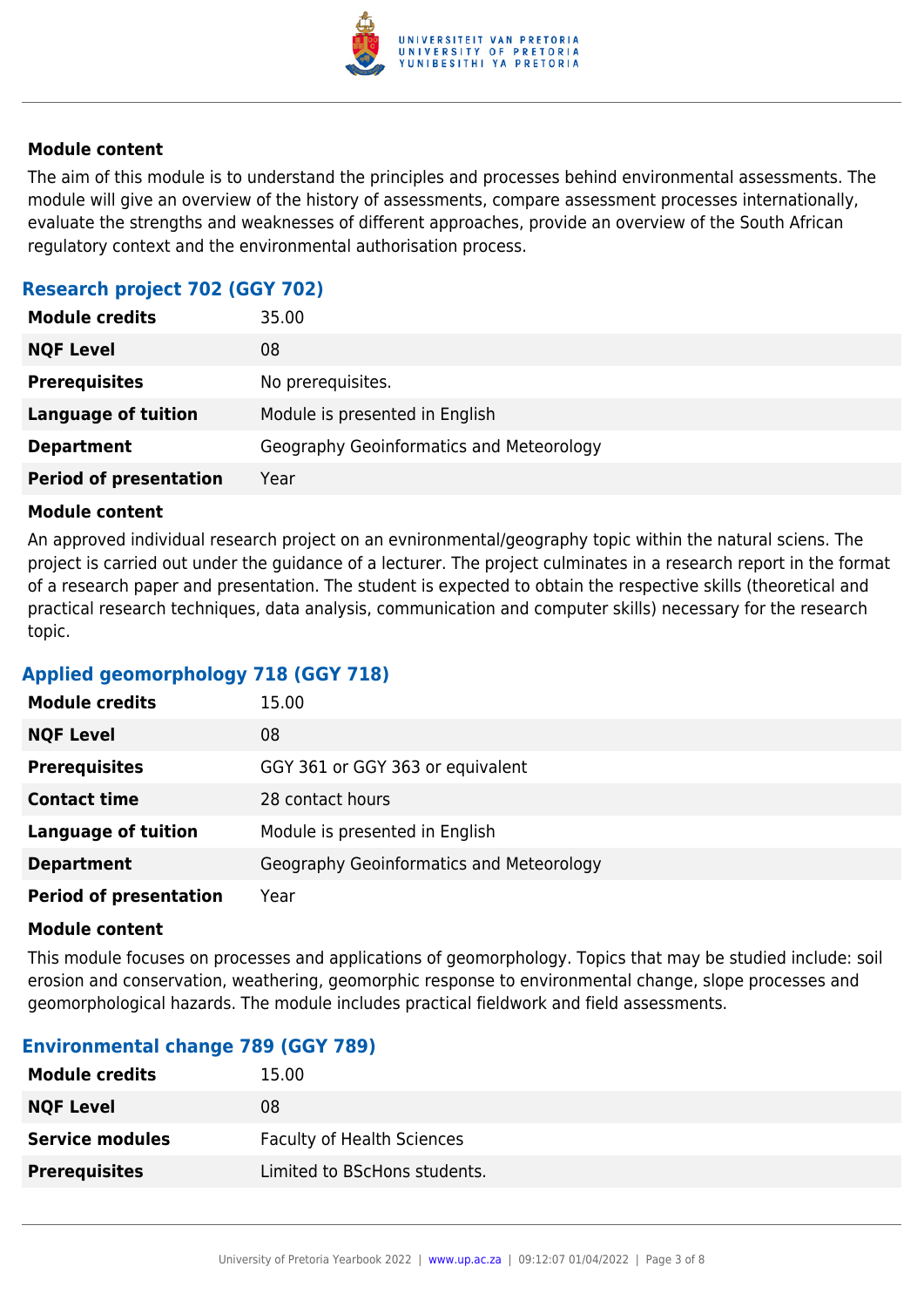### Module content

The aim of this module is to understand the principles and processes behind environmental assessments. The module will give an overview of the history of assessments, compare assessment processes internationally, evaluate the strengths and weaknesses of different approaches, provide an overview of the South African regulatory context and the environmental authorisation process.

## Research project 702 (GGY 702)

| | |
|---|---|
| **Module credits** | 35.00 |
| **NQF Level** | 08 |
| **Prerequisites** | No prerequisites. |
| **Language of tuition** | Module is presented in English |
| **Department** | Geography Geoinformatics and Meteorology |
| **Period of presentation** | Year |

### Module content

An approved individual research project on an evnironmental/geography topic within the natural sciens. The project is carried out under the guidance of a lecturer. The project culminates in a research report in the format of a research paper and presentation. The student is expected to obtain the respective skills (theoretical and practical research techniques, data analysis, communication and computer skills) necessary for the research topic.

## Applied geomorphology 718 (GGY 718)

| | |
|---|---|
| **Module credits** | 15.00 |
| **NQF Level** | 08 |
| **Prerequisites** | GGY 361 or GGY 363 or equivalent |
| **Contact time** | 28 contact hours |
| **Language of tuition** | Module is presented in English |
| **Department** | Geography Geoinformatics and Meteorology |
| **Period of presentation** | Year |

### Module content

This module focuses on processes and applications of geomorphology. Topics that may be studied include: soil erosion and conservation, weathering, geomorphic response to environmental change, slope processes and geomorphological hazards. The module includes practical fieldwork and field assessments.

## Environmental change 789 (GGY 789)

| | |
|---|---|
| **Module credits** | 15.00 |
| **NQF Level** | 08 |
| **Service modules** | Faculty of Health Sciences |
| **Prerequisites** | Limited to BScHons students. |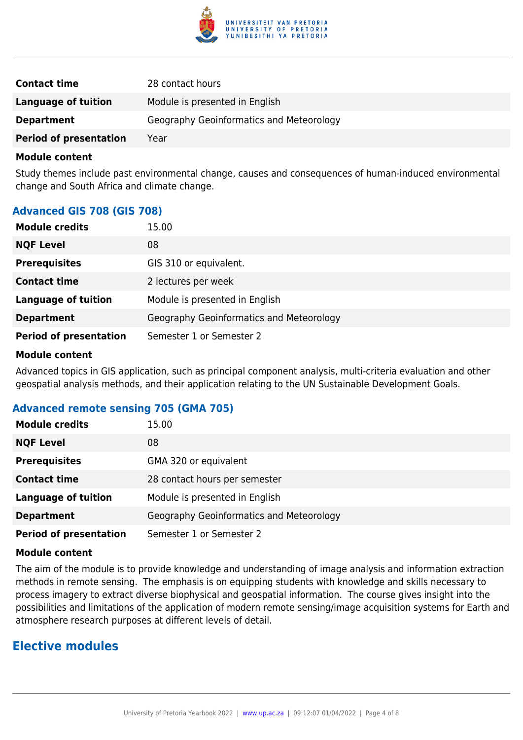| | |
|---|---|
| **Contact time** | 28 contact hours |
| **Language of tuition** | Module is presented in English |
| **Department** | Geography Geoinformatics and Meteorology |
| **Period of presentation** | Year |

**Module content**

Study themes include past environmental change, causes and consequences of human-induced environmental change and South Africa and climate change.

### Advanced GIS 708 (GIS 708)

| | |
|---|---|
| **Module credits** | 15.00 |
| **NQF Level** | 08 |
| **Prerequisites** | GIS 310 or equivalent. |
| **Contact time** | 2 lectures per week |
| **Language of tuition** | Module is presented in English |
| **Department** | Geography Geoinformatics and Meteorology |
| **Period of presentation** | Semester 1 or Semester 2 |

**Module content**

Advanced topics in GIS application, such as principal component analysis, multi-criteria evaluation and other geospatial analysis methods, and their application relating to the UN Sustainable Development Goals.

### Advanced remote sensing 705 (GMA 705)

| | |
|---|---|
| **Module credits** | 15.00 |
| **NQF Level** | 08 |
| **Prerequisites** | GMA 320 or equivalent |
| **Contact time** | 28 contact hours per semester |
| **Language of tuition** | Module is presented in English |
| **Department** | Geography Geoinformatics and Meteorology |
| **Period of presentation** | Semester 1 or Semester 2 |

**Module content**

The aim of the module is to provide knowledge and understanding of image analysis and information extraction methods in remote sensing. The emphasis is on equipping students with knowledge and skills necessary to process imagery to extract diverse biophysical and geospatial information. The course gives insight into the possibilities and limitations of the application of modern remote sensing/image acquisition systems for Earth and atmosphere research purposes at different levels of detail.

## Elective modules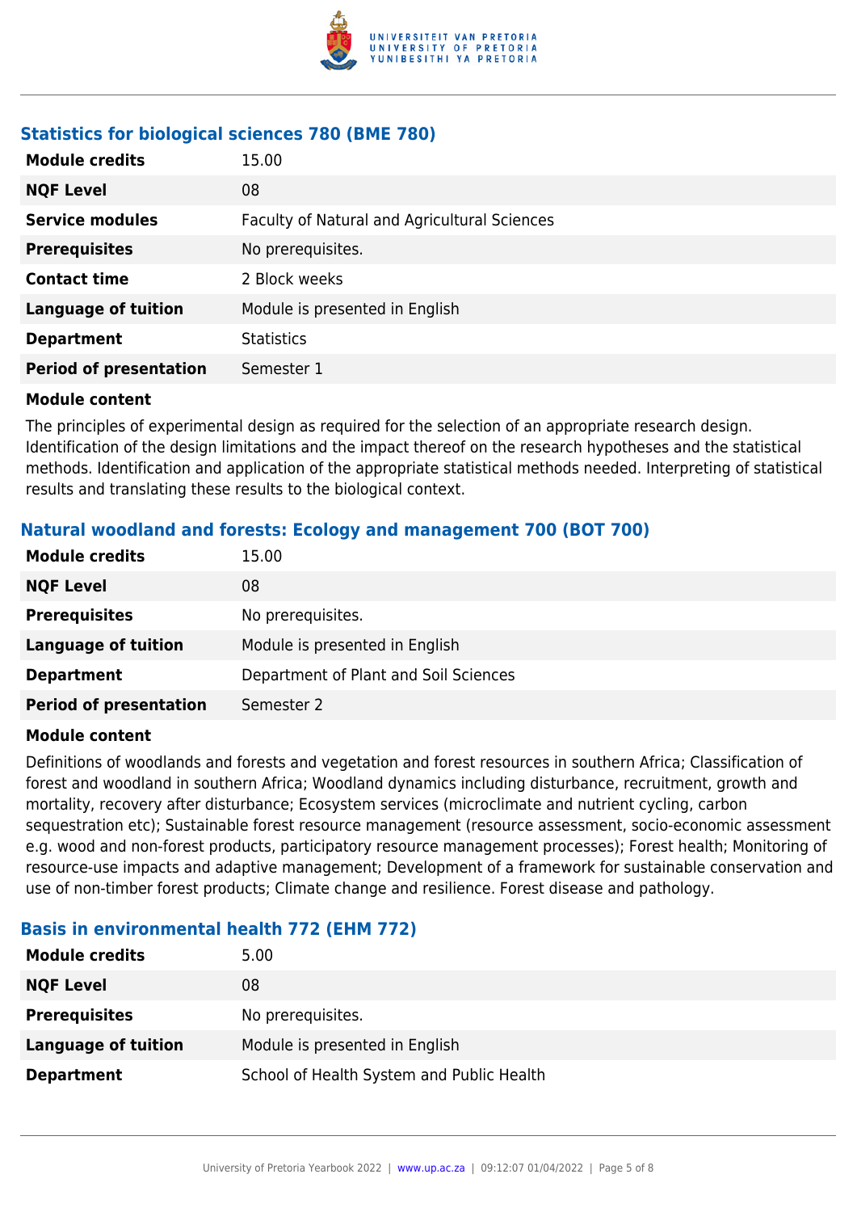### Statistics for biological sciences 780 (BME 780)

| | |
|---|---|
| **Module credits** | 15.00 |
| **NQF Level** | 08 |
| **Service modules** | Faculty of Natural and Agricultural Sciences |
| **Prerequisites** | No prerequisites. |
| **Contact time** | 2 Block weeks |
| **Language of tuition** | Module is presented in English |
| **Department** | Statistics |
| **Period of presentation** | Semester 1 |

**Module content**

The principles of experimental design as required for the selection of an appropriate research design. Identification of the design limitations and the impact thereof on the research hypotheses and the statistical methods. Identification and application of the appropriate statistical methods needed. Interpreting of statistical results and translating these results to the biological context.

### Natural woodland and forests: Ecology and management 700 (BOT 700)

| | |
|---|---|
| **Module credits** | 15.00 |
| **NQF Level** | 08 |
| **Prerequisites** | No prerequisites. |
| **Language of tuition** | Module is presented in English |
| **Department** | Department of Plant and Soil Sciences |
| **Period of presentation** | Semester 2 |

**Module content**

Definitions of woodlands and forests and vegetation and forest resources in southern Africa; Classification of forest and woodland in southern Africa; Woodland dynamics including disturbance, recruitment, growth and mortality, recovery after disturbance; Ecosystem services (microclimate and nutrient cycling, carbon sequestration etc); Sustainable forest resource management (resource assessment, socio-economic assessment e.g. wood and non-forest products, participatory resource management processes); Forest health; Monitoring of resource-use impacts and adaptive management; Development of a framework for sustainable conservation and use of non-timber forest products; Climate change and resilience. Forest disease and pathology.

### Basis in environmental health 772 (EHM 772)

| | |
|---|---|
| **Module credits** | 5.00 |
| **NQF Level** | 08 |
| **Prerequisites** | No prerequisites. |
| **Language of tuition** | Module is presented in English |
| **Department** | School of Health System and Public Health |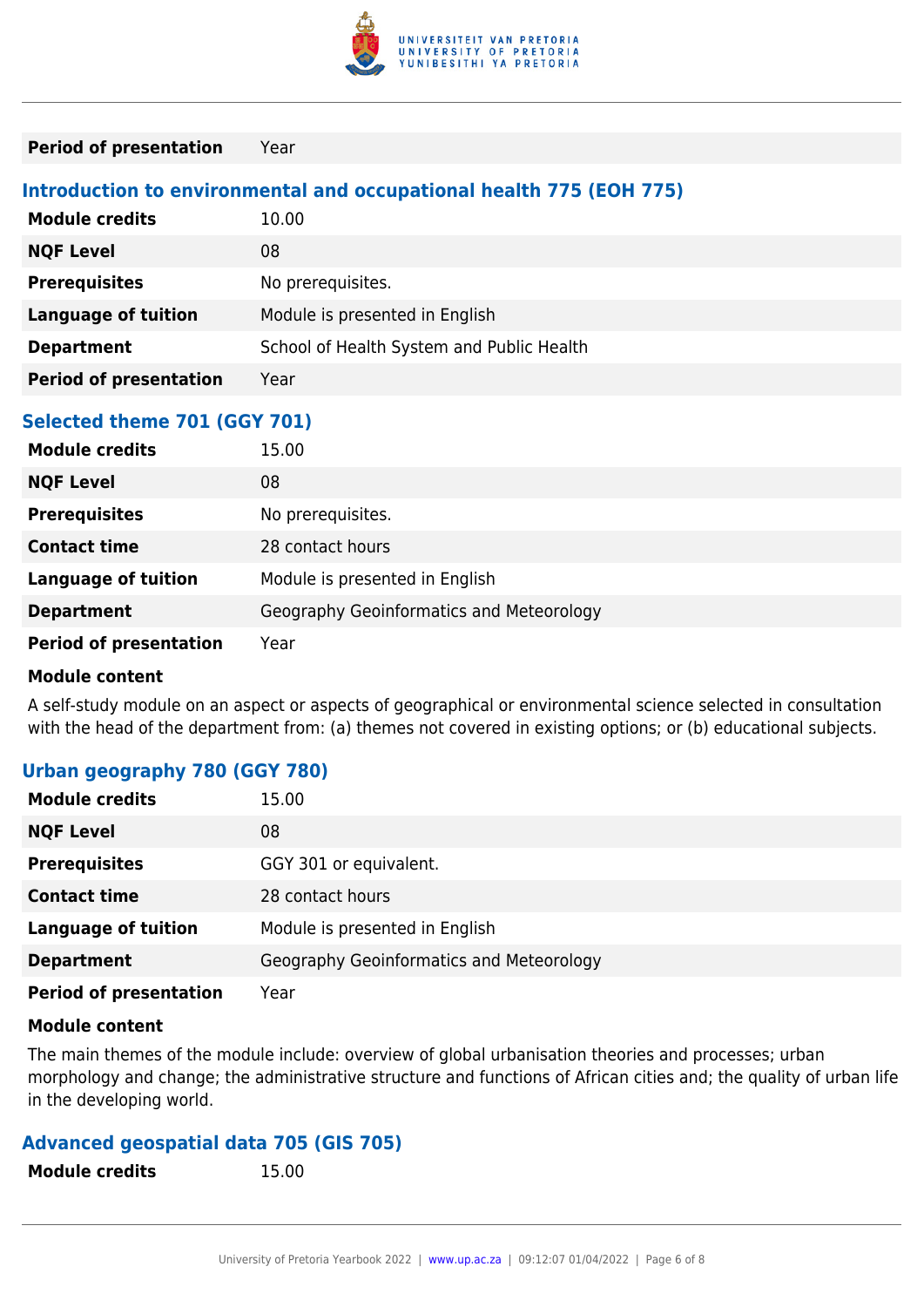| | |
|---|---|
| **Period of presentation** | Year |

### Introduction to environmental and occupational health 775 (EOH 775)

| | |
|---|---|
| **Module credits** | 10.00 |
| **NQF Level** | 08 |
| **Prerequisites** | No prerequisites. |
| **Language of tuition** | Module is presented in English |
| **Department** | School of Health System and Public Health |
| **Period of presentation** | Year |

### Selected theme 701 (GGY 701)

| | |
|---|---|
| **Module credits** | 15.00 |
| **NQF Level** | 08 |
| **Prerequisites** | No prerequisites. |
| **Contact time** | 28 contact hours |
| **Language of tuition** | Module is presented in English |
| **Department** | Geography Geoinformatics and Meteorology |
| **Period of presentation** | Year |

**Module content**

A self-study module on an aspect or aspects of geographical or environmental science selected in consultation with the head of the department from: (a) themes not covered in existing options; or (b) educational subjects.

### Urban geography 780 (GGY 780)

| | |
|---|---|
| **Module credits** | 15.00 |
| **NQF Level** | 08 |
| **Prerequisites** | GGY 301 or equivalent. |
| **Contact time** | 28 contact hours |
| **Language of tuition** | Module is presented in English |
| **Department** | Geography Geoinformatics and Meteorology |
| **Period of presentation** | Year |

**Module content**

The main themes of the module include: overview of global urbanisation theories and processes; urban morphology and change; the administrative structure and functions of African cities and; the quality of urban life in the developing world.

### Advanced geospatial data 705 (GIS 705)

| | |
|---|---|
| **Module credits** | 15.00 |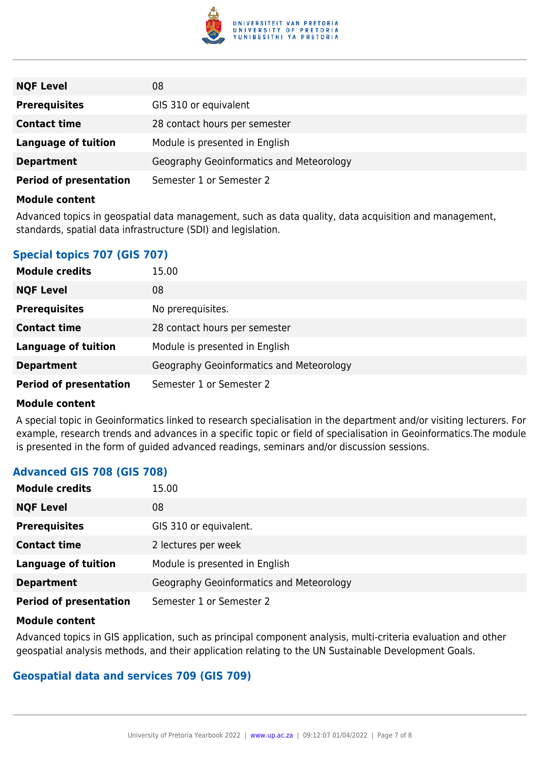| | |
|---|---|
| **NQF Level** | 08 |
| **Prerequisites** | GIS 310 or equivalent |
| **Contact time** | 28 contact hours per semester |
| **Language of tuition** | Module is presented in English |
| **Department** | Geography Geoinformatics and Meteorology |
| **Period of presentation** | Semester 1 or Semester 2 |

**Module content**

Advanced topics in geospatial data management, such as data quality, data acquisition and management, standards, spatial data infrastructure (SDI) and legislation.

### Special topics 707 (GIS 707)

| | |
|---|---|
| **Module credits** | 15.00 |
| **NQF Level** | 08 |
| **Prerequisites** | No prerequisites. |
| **Contact time** | 28 contact hours per semester |
| **Language of tuition** | Module is presented in English |
| **Department** | Geography Geoinformatics and Meteorology |
| **Period of presentation** | Semester 1 or Semester 2 |

**Module content**

A special topic in Geoinformatics linked to research specialisation in the department and/or visiting lecturers. For example, research trends and advances in a specific topic or field of specialisation in Geoinformatics.The module is presented in the form of guided advanced readings, seminars and/or discussion sessions.

### Advanced GIS 708 (GIS 708)

| | |
|---|---|
| **Module credits** | 15.00 |
| **NQF Level** | 08 |
| **Prerequisites** | GIS 310 or equivalent. |
| **Contact time** | 2 lectures per week |
| **Language of tuition** | Module is presented in English |
| **Department** | Geography Geoinformatics and Meteorology |
| **Period of presentation** | Semester 1 or Semester 2 |

**Module content**

Advanced topics in GIS application, such as principal component analysis, multi-criteria evaluation and other geospatial analysis methods, and their application relating to the UN Sustainable Development Goals.

### Geospatial data and services 709 (GIS 709)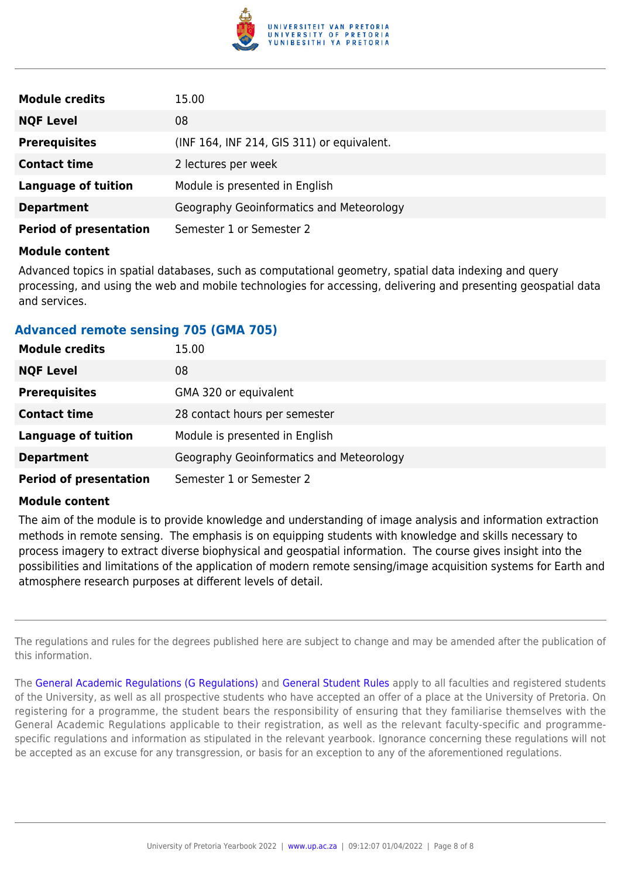| | |
|---|---|
| **Module credits** | 15.00 |
| **NQF Level** | 08 |
| **Prerequisites** | (INF 164, INF 214, GIS 311) or equivalent. |
| **Contact time** | 2 lectures per week |
| **Language of tuition** | Module is presented in English |
| **Department** | Geography Geoinformatics and Meteorology |
| **Period of presentation** | Semester 1 or Semester 2 |

**Module content**

Advanced topics in spatial databases, such as computational geometry, spatial data indexing and query processing, and using the web and mobile technologies for accessing, delivering and presenting geospatial data and services.

### Advanced remote sensing 705 (GMA 705)

| | |
|---|---|
| **Module credits** | 15.00 |
| **NQF Level** | 08 |
| **Prerequisites** | GMA 320 or equivalent |
| **Contact time** | 28 contact hours per semester |
| **Language of tuition** | Module is presented in English |
| **Department** | Geography Geoinformatics and Meteorology |
| **Period of presentation** | Semester 1 or Semester 2 |

**Module content**

The aim of the module is to provide knowledge and understanding of image analysis and information extraction methods in remote sensing. The emphasis is on equipping students with knowledge and skills necessary to process imagery to extract diverse biophysical and geospatial information. The course gives insight into the possibilities and limitations of the application of modern remote sensing/image acquisition systems for Earth and atmosphere research purposes at different levels of detail.

---

The regulations and rules for the degrees published here are subject to change and may be amended after the publication of this information.

The General Academic Regulations (G Regulations) and General Student Rules apply to all faculties and registered students of the University, as well as all prospective students who have accepted an offer of a place at the University of Pretoria. On registering for a programme, the student bears the responsibility of ensuring that they familiarise themselves with the General Academic Regulations applicable to their registration, as well as the relevant faculty-specific and programme-specific regulations and information as stipulated in the relevant yearbook. Ignorance concerning these regulations will not be accepted as an excuse for any transgression, or basis for an exception to any of the aforementioned regulations.